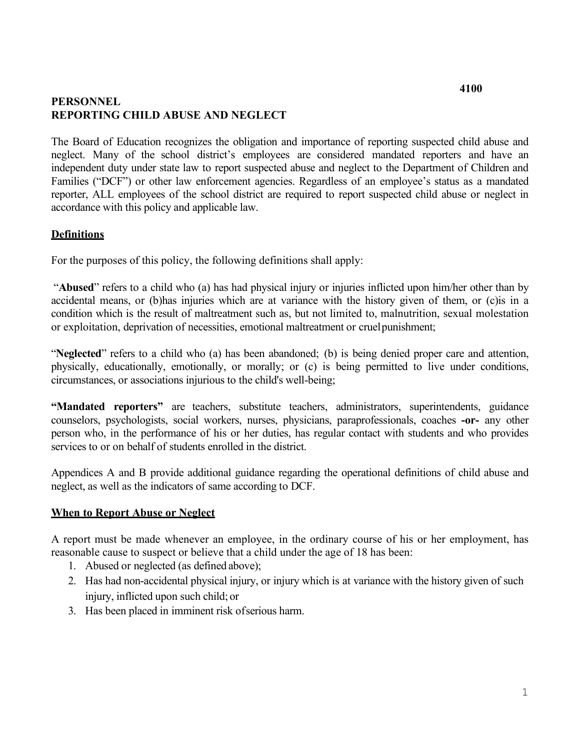**4100**

# PERSONNEL
# REPORTING CHILD ABUSE AND NEGLECT

The Board of Education recognizes the obligation and importance of reporting suspected child abuse and neglect. Many of the school district's employees are considered mandated reporters and have an independent duty under state law to report suspected abuse and neglect to the Department of Children and Families ("DCF") or other law enforcement agencies. Regardless of an employee's status as a mandated reporter, ALL employees of the school district are required to report suspected child abuse or neglect in accordance with this policy and applicable law.

## Definitions

For the purposes of this policy, the following definitions shall apply:

"**Abused**" refers to a child who (a) has had physical injury or injuries inflicted upon him/her other than by accidental means, or (b)has injuries which are at variance with the history given of them, or (c)is in a condition which is the result of maltreatment such as, but not limited to, malnutrition, sexual molestation or exploitation, deprivation of necessities, emotional maltreatment or cruel punishment;

"**Neglected**" refers to a child who (a) has been abandoned; (b) is being denied proper care and attention, physically, educationally, emotionally, or morally; or (c) is being permitted to live under conditions, circumstances, or associations injurious to the child's well-being;

**"Mandated reporters"** are teachers, substitute teachers, administrators, superintendents, guidance counselors, psychologists, social workers, nurses, physicians, paraprofessionals, coaches **-or-** any other person who, in the performance of his or her duties, has regular contact with students and who provides services to or on behalf of students enrolled in the district.

Appendices A and B provide additional guidance regarding the operational definitions of child abuse and neglect, as well as the indicators of same according to DCF.

## When to Report Abuse or Neglect

A report must be made whenever an employee, in the ordinary course of his or her employment, has reasonable cause to suspect or believe that a child under the age of 18 has been:

1. Abused or neglected (as defined above);
2. Has had non-accidental physical injury, or injury which is at variance with the history given of such injury, inflicted upon such child; or
3. Has been placed in imminent risk of serious harm.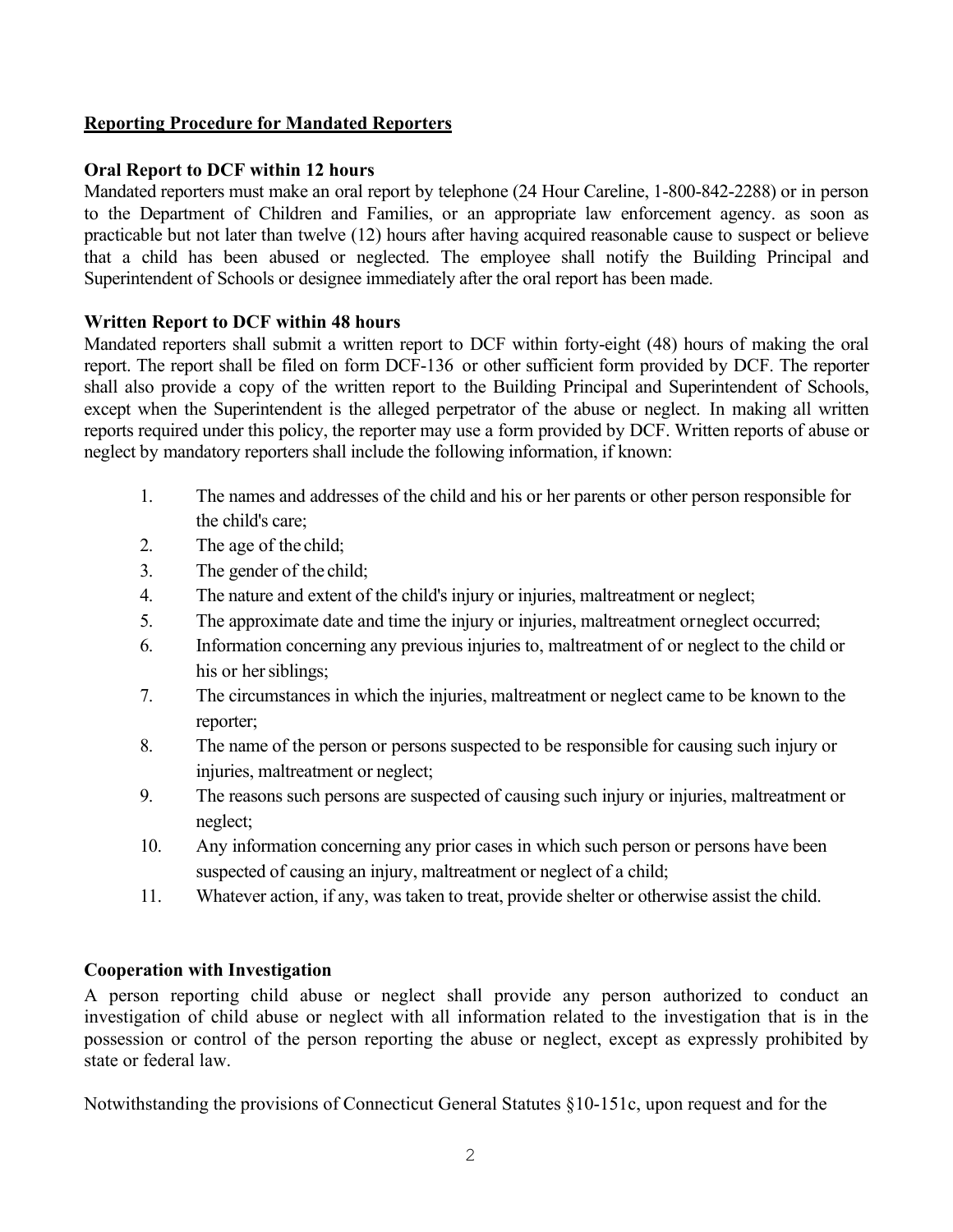**Reporting Procedure for Mandated Reporters**

**Oral Report to DCF within 12 hours**

Mandated reporters must make an oral report by telephone (24 Hour Careline, 1-800-842-2288) or in person to the Department of Children and Families, or an appropriate law enforcement agency. as soon as practicable but not later than twelve (12) hours after having acquired reasonable cause to suspect or believe that a child has been abused or neglected. The employee shall notify the Building Principal and Superintendent of Schools or designee immediately after the oral report has been made.

**Written Report to DCF within 48 hours**

Mandated reporters shall submit a written report to DCF within forty-eight (48) hours of making the oral report. The report shall be filed on form DCF-136 or other sufficient form provided by DCF. The reporter shall also provide a copy of the written report to the Building Principal and Superintendent of Schools, except when the Superintendent is the alleged perpetrator of the abuse or neglect. In making all written reports required under this policy, the reporter may use a form provided by DCF. Written reports of abuse or neglect by mandatory reporters shall include the following information, if known:

1. The names and addresses of the child and his or her parents or other person responsible for the child's care;
2. The age of the child;
3. The gender of the child;
4. The nature and extent of the child's injury or injuries, maltreatment or neglect;
5. The approximate date and time the injury or injuries, maltreatment or neglect occurred;
6. Information concerning any previous injuries to, maltreatment of or neglect to the child or his or her siblings;
7. The circumstances in which the injuries, maltreatment or neglect came to be known to the reporter;
8. The name of the person or persons suspected to be responsible for causing such injury or injuries, maltreatment or neglect;
9. The reasons such persons are suspected of causing such injury or injuries, maltreatment or neglect;
10. Any information concerning any prior cases in which such person or persons have been suspected of causing an injury, maltreatment or neglect of a child;
11. Whatever action, if any, was taken to treat, provide shelter or otherwise assist the child.

**Cooperation with Investigation**

A person reporting child abuse or neglect shall provide any person authorized to conduct an investigation of child abuse or neglect with all information related to the investigation that is in the possession or control of the person reporting the abuse or neglect, except as expressly prohibited by state or federal law.

Notwithstanding the provisions of Connecticut General Statutes §10-151c, upon request and for the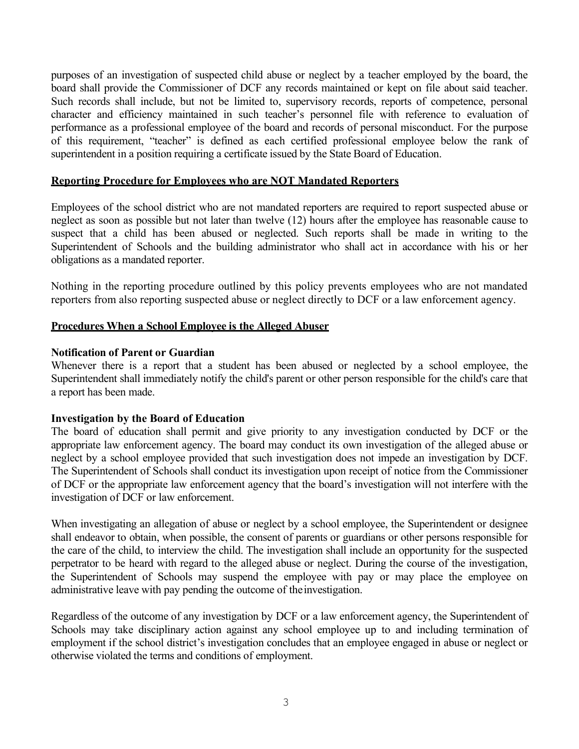purposes of an investigation of suspected child abuse or neglect by a teacher employed by the board, the board shall provide the Commissioner of DCF any records maintained or kept on file about said teacher. Such records shall include, but not be limited to, supervisory records, reports of competence, personal character and efficiency maintained in such teacher's personnel file with reference to evaluation of performance as a professional employee of the board and records of personal misconduct. For the purpose of this requirement, "teacher" is defined as each certified professional employee below the rank of superintendent in a position requiring a certificate issued by the State Board of Education.

## Reporting Procedure for Employees who are NOT Mandated Reporters

Employees of the school district who are not mandated reporters are required to report suspected abuse or neglect as soon as possible but not later than twelve (12) hours after the employee has reasonable cause to suspect that a child has been abused or neglected. Such reports shall be made in writing to the Superintendent of Schools and the building administrator who shall act in accordance with his or her obligations as a mandated reporter.

Nothing in the reporting procedure outlined by this policy prevents employees who are not mandated reporters from also reporting suspected abuse or neglect directly to DCF or a law enforcement agency.

## Procedures When a School Employee is the Alleged Abuser

### Notification of Parent or Guardian

Whenever there is a report that a student has been abused or neglected by a school employee, the Superintendent shall immediately notify the child's parent or other person responsible for the child's care that a report has been made.

### Investigation by the Board of Education

The board of education shall permit and give priority to any investigation conducted by DCF or the appropriate law enforcement agency. The board may conduct its own investigation of the alleged abuse or neglect by a school employee provided that such investigation does not impede an investigation by DCF. The Superintendent of Schools shall conduct its investigation upon receipt of notice from the Commissioner of DCF or the appropriate law enforcement agency that the board's investigation will not interfere with the investigation of DCF or law enforcement.

When investigating an allegation of abuse or neglect by a school employee, the Superintendent or designee shall endeavor to obtain, when possible, the consent of parents or guardians or other persons responsible for the care of the child, to interview the child. The investigation shall include an opportunity for the suspected perpetrator to be heard with regard to the alleged abuse or neglect. During the course of the investigation, the Superintendent of Schools may suspend the employee with pay or may place the employee on administrative leave with pay pending the outcome of the investigation.

Regardless of the outcome of any investigation by DCF or a law enforcement agency, the Superintendent of Schools may take disciplinary action against any school employee up to and including termination of employment if the school district's investigation concludes that an employee engaged in abuse or neglect or otherwise violated the terms and conditions of employment.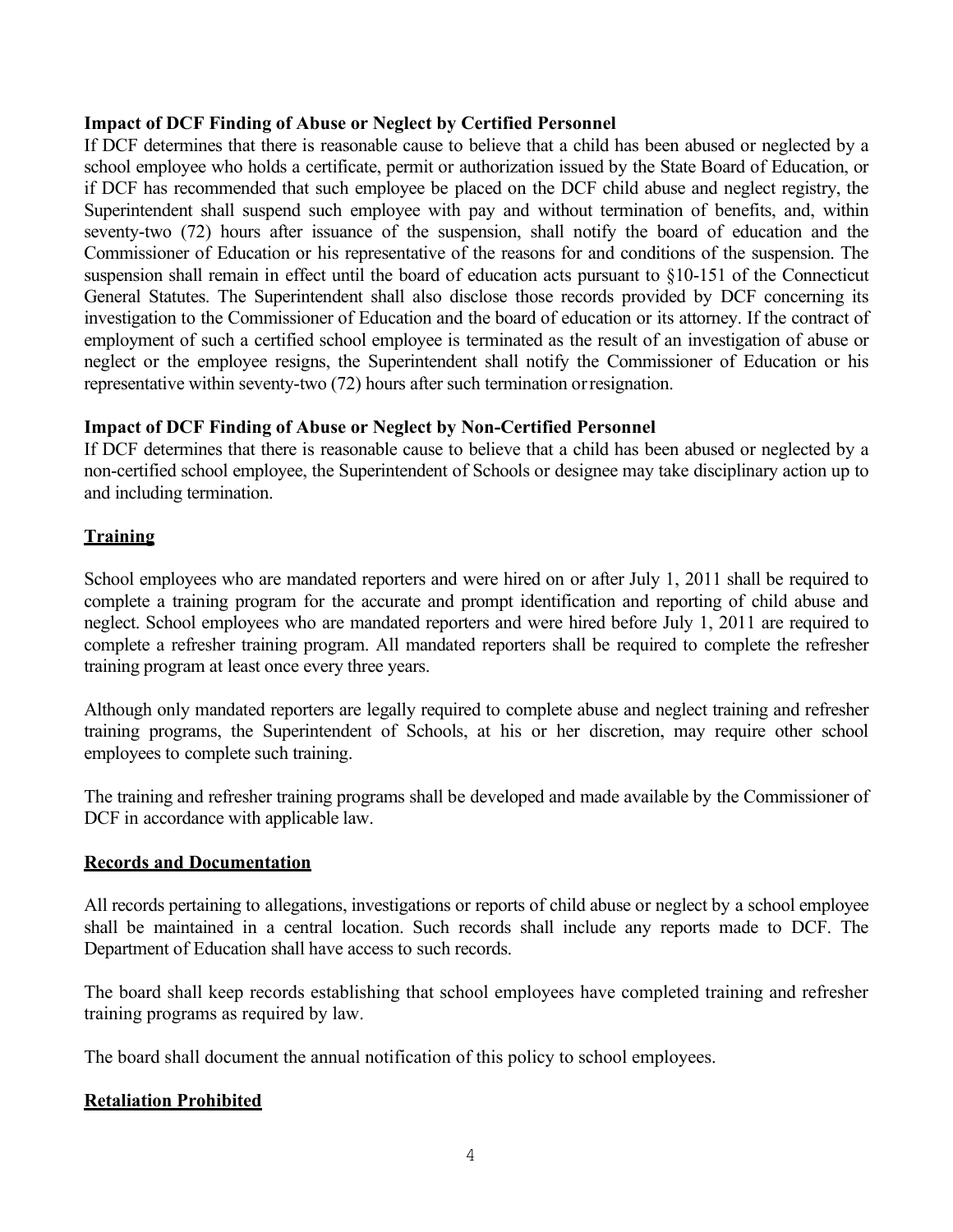**Impact of DCF Finding of Abuse or Neglect by Certified Personnel**

If DCF determines that there is reasonable cause to believe that a child has been abused or neglected by a school employee who holds a certificate, permit or authorization issued by the State Board of Education, or if DCF has recommended that such employee be placed on the DCF child abuse and neglect registry, the Superintendent shall suspend such employee with pay and without termination of benefits, and, within seventy-two (72) hours after issuance of the suspension, shall notify the board of education and the Commissioner of Education or his representative of the reasons for and conditions of the suspension. The suspension shall remain in effect until the board of education acts pursuant to §10-151 of the Connecticut General Statutes. The Superintendent shall also disclose those records provided by DCF concerning its investigation to the Commissioner of Education and the board of education or its attorney. If the contract of employment of such a certified school employee is terminated as the result of an investigation of abuse or neglect or the employee resigns, the Superintendent shall notify the Commissioner of Education or his representative within seventy-two (72) hours after such termination or resignation.

**Impact of DCF Finding of Abuse or Neglect by Non-Certified Personnel**

If DCF determines that there is reasonable cause to believe that a child has been abused or neglected by a non-certified school employee, the Superintendent of Schools or designee may take disciplinary action up to and including termination.

## Training

School employees who are mandated reporters and were hired on or after July 1, 2011 shall be required to complete a training program for the accurate and prompt identification and reporting of child abuse and neglect. School employees who are mandated reporters and were hired before July 1, 2011 are required to complete a refresher training program. All mandated reporters shall be required to complete the refresher training program at least once every three years.

Although only mandated reporters are legally required to complete abuse and neglect training and refresher training programs, the Superintendent of Schools, at his or her discretion, may require other school employees to complete such training.

The training and refresher training programs shall be developed and made available by the Commissioner of DCF in accordance with applicable law.

## Records and Documentation

All records pertaining to allegations, investigations or reports of child abuse or neglect by a school employee shall be maintained in a central location. Such records shall include any reports made to DCF. The Department of Education shall have access to such records.

The board shall keep records establishing that school employees have completed training and refresher training programs as required by law.

The board shall document the annual notification of this policy to school employees.

## Retaliation Prohibited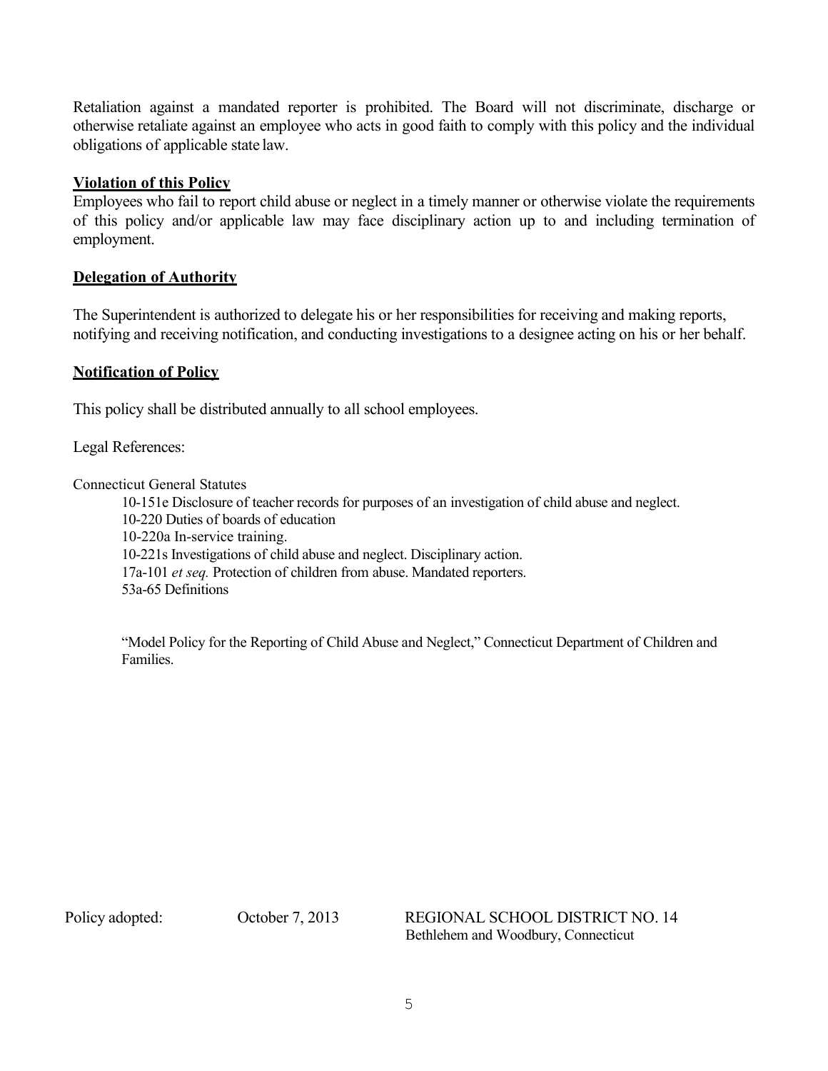Retaliation against a mandated reporter is prohibited. The Board will not discriminate, discharge or otherwise retaliate against an employee who acts in good faith to comply with this policy and the individual obligations of applicable state law.

**Violation of this Policy**

Employees who fail to report child abuse or neglect in a timely manner or otherwise violate the requirements of this policy and/or applicable law may face disciplinary action up to and including termination of employment.

**Delegation of Authority**

The Superintendent is authorized to delegate his or her responsibilities for receiving and making reports, notifying and receiving notification, and conducting investigations to a designee acting on his or her behalf.

**Notification of Policy**

This policy shall be distributed annually to all school employees.

Legal References:

Connecticut General Statutes

- 10-151e Disclosure of teacher records for purposes of an investigation of child abuse and neglect.
- 10-220 Duties of boards of education
- 10-220a In-service training.
- 10-221s Investigations of child abuse and neglect. Disciplinary action.
- 17a-101 *et seq.* Protection of children from abuse. Mandated reporters.
- 53a-65 Definitions

"Model Policy for the Reporting of Child Abuse and Neglect," Connecticut Department of Children and Families.

Policy adopted: October 7, 2013

REGIONAL SCHOOL DISTRICT NO. 14
Bethlehem and Woodbury, Connecticut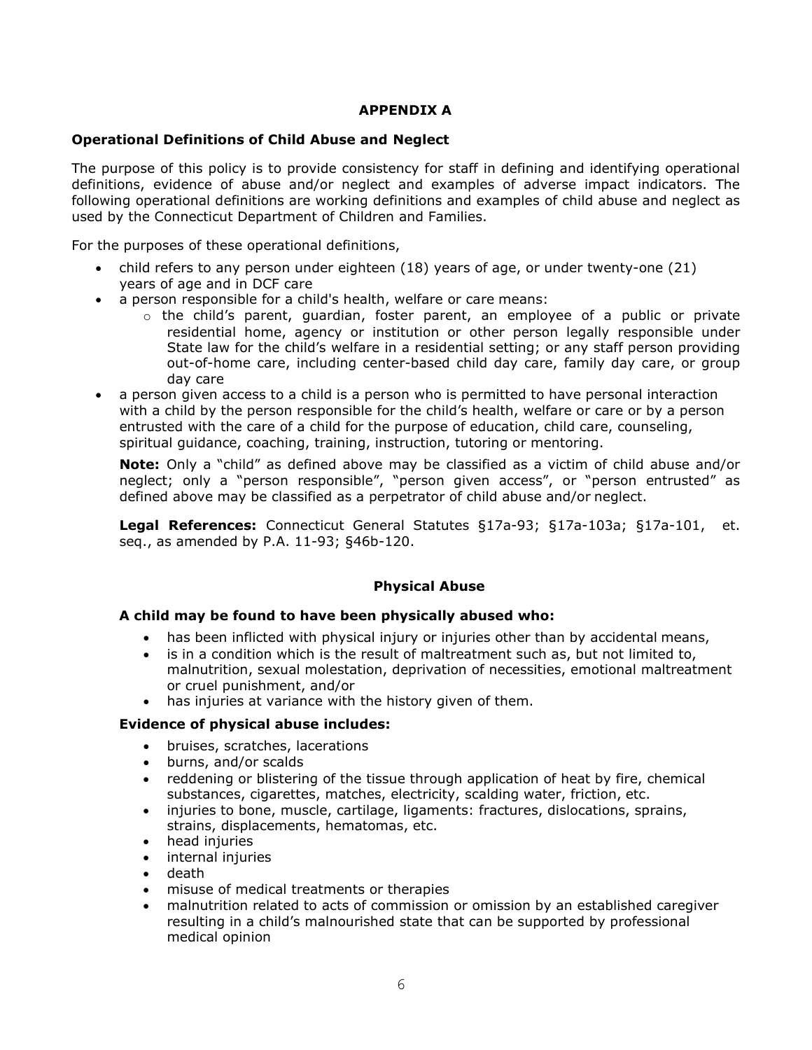# APPENDIX A

## Operational Definitions of Child Abuse and Neglect

The purpose of this policy is to provide consistency for staff in defining and identifying operational definitions, evidence of abuse and/or neglect and examples of adverse impact indicators. The following operational definitions are working definitions and examples of child abuse and neglect as used by the Connecticut Department of Children and Families.

For the purposes of these operational definitions,

- child refers to any person under eighteen (18) years of age, or under twenty-one (21) years of age and in DCF care
- a person responsible for a child's health, welfare or care means:
  - the child's parent, guardian, foster parent, an employee of a public or private residential home, agency or institution or other person legally responsible under State law for the child's welfare in a residential setting; or any staff person providing out-of-home care, including center-based child day care, family day care, or group day care
- a person given access to a child is a person who is permitted to have personal interaction with a child by the person responsible for the child's health, welfare or care or by a person entrusted with the care of a child for the purpose of education, child care, counseling, spiritual guidance, coaching, training, instruction, tutoring or mentoring.

  **Note:** Only a "child" as defined above may be classified as a victim of child abuse and/or neglect; only a "person responsible", "person given access", or "person entrusted" as defined above may be classified as a perpetrator of child abuse and/or neglect.

  **Legal References:** Connecticut General Statutes §17a-93; §17a-103a; §17a-101, et. seq., as amended by P.A. 11-93; §46b-120.

## Physical Abuse

### A child may be found to have been physically abused who:

- has been inflicted with physical injury or injuries other than by accidental means,
- is in a condition which is the result of maltreatment such as, but not limited to, malnutrition, sexual molestation, deprivation of necessities, emotional maltreatment or cruel punishment, and/or
- has injuries at variance with the history given of them.

### Evidence of physical abuse includes:

- bruises, scratches, lacerations
- burns, and/or scalds
- reddening or blistering of the tissue through application of heat by fire, chemical substances, cigarettes, matches, electricity, scalding water, friction, etc.
- injuries to bone, muscle, cartilage, ligaments: fractures, dislocations, sprains, strains, displacements, hematomas, etc.
- head injuries
- internal injuries
- death
- misuse of medical treatments or therapies
- malnutrition related to acts of commission or omission by an established caregiver resulting in a child's malnourished state that can be supported by professional medical opinion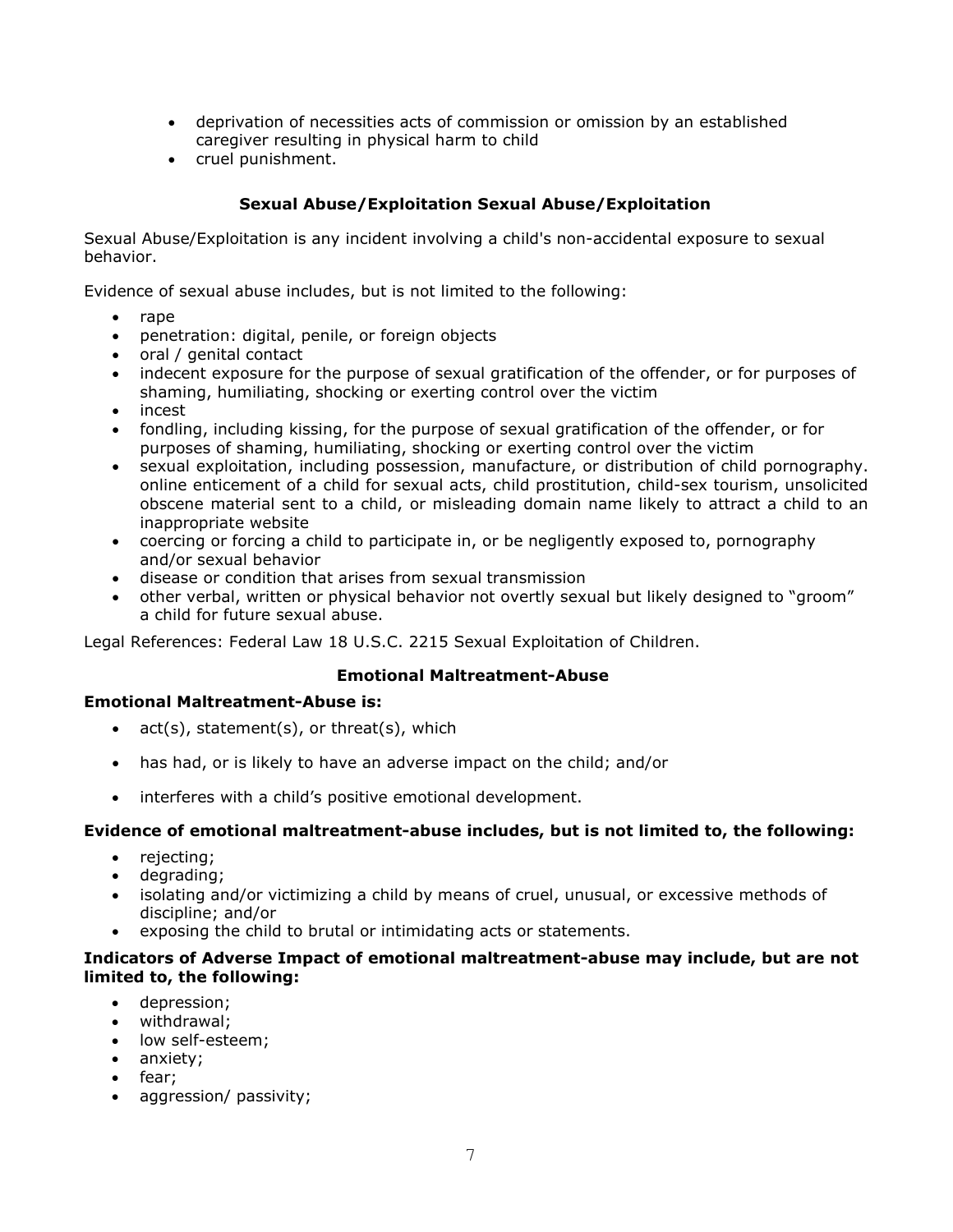- deprivation of necessities acts of commission or omission by an established caregiver resulting in physical harm to child
- cruel punishment.

### Sexual Abuse/Exploitation Sexual Abuse/Exploitation

Sexual Abuse/Exploitation is any incident involving a child's non-accidental exposure to sexual behavior.

Evidence of sexual abuse includes, but is not limited to the following:

- rape
- penetration: digital, penile, or foreign objects
- oral / genital contact
- indecent exposure for the purpose of sexual gratification of the offender, or for purposes of shaming, humiliating, shocking or exerting control over the victim
- incest
- fondling, including kissing, for the purpose of sexual gratification of the offender, or for purposes of shaming, humiliating, shocking or exerting control over the victim
- sexual exploitation, including possession, manufacture, or distribution of child pornography. online enticement of a child for sexual acts, child prostitution, child-sex tourism, unsolicited obscene material sent to a child, or misleading domain name likely to attract a child to an inappropriate website
- coercing or forcing a child to participate in, or be negligently exposed to, pornography and/or sexual behavior
- disease or condition that arises from sexual transmission
- other verbal, written or physical behavior not overtly sexual but likely designed to "groom" a child for future sexual abuse.

Legal References: Federal Law 18 U.S.C. 2215 Sexual Exploitation of Children.

### Emotional Maltreatment-Abuse

**Emotional Maltreatment-Abuse is:**

- act(s), statement(s), or threat(s), which
- has had, or is likely to have an adverse impact on the child; and/or
- interferes with a child's positive emotional development.

**Evidence of emotional maltreatment-abuse includes, but is not limited to, the following:**

- rejecting;
- degrading;
- isolating and/or victimizing a child by means of cruel, unusual, or excessive methods of discipline; and/or
- exposing the child to brutal or intimidating acts or statements.

**Indicators of Adverse Impact of emotional maltreatment-abuse may include, but are not limited to, the following:**

- depression;
- withdrawal;
- low self-esteem;
- anxiety;
- fear;
- aggression/ passivity;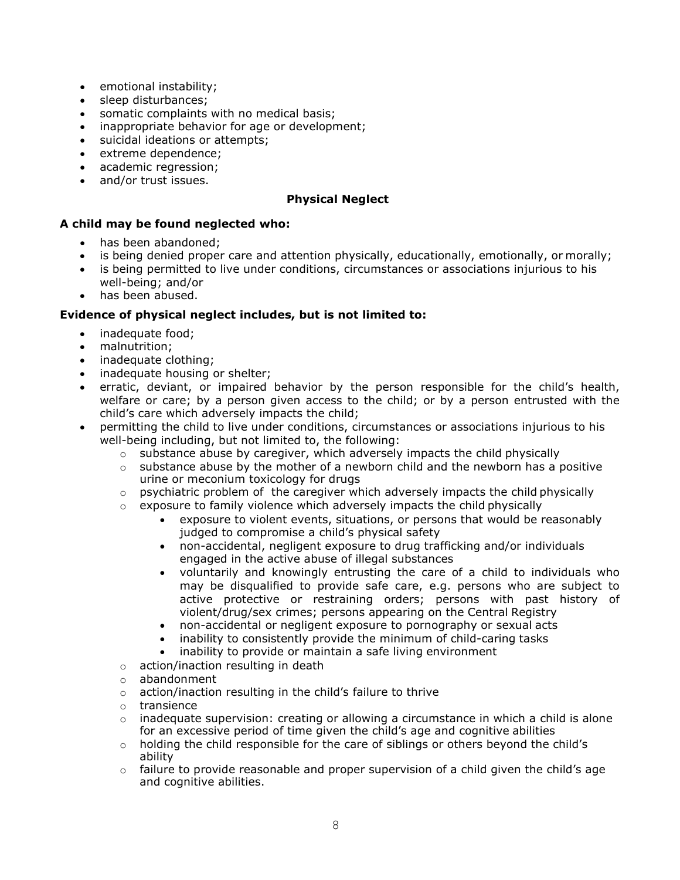- emotional instability;
- sleep disturbances;
- somatic complaints with no medical basis;
- inappropriate behavior for age or development;
- suicidal ideations or attempts;
- extreme dependence;
- academic regression;
- and/or trust issues.

### Physical Neglect

**A child may be found neglected who:**

- has been abandoned;
- is being denied proper care and attention physically, educationally, emotionally, or morally;
- is being permitted to live under conditions, circumstances or associations injurious to his well-being; and/or
- has been abused.

**Evidence of physical neglect includes, but is not limited to:**

- inadequate food;
- malnutrition;
- inadequate clothing;
- inadequate housing or shelter;
- erratic, deviant, or impaired behavior by the person responsible for the child's health, welfare or care; by a person given access to the child; or by a person entrusted with the child's care which adversely impacts the child;
- permitting the child to live under conditions, circumstances or associations injurious to his well-being including, but not limited to, the following:
  - substance abuse by caregiver, which adversely impacts the child physically
  - substance abuse by the mother of a newborn child and the newborn has a positive urine or meconium toxicology for drugs
  - psychiatric problem of the caregiver which adversely impacts the child physically
  - exposure to family violence which adversely impacts the child physically
    - exposure to violent events, situations, or persons that would be reasonably judged to compromise a child's physical safety
    - non-accidental, negligent exposure to drug trafficking and/or individuals engaged in the active abuse of illegal substances
    - voluntarily and knowingly entrusting the care of a child to individuals who may be disqualified to provide safe care, e.g. persons who are subject to active protective or restraining orders; persons with past history of violent/drug/sex crimes; persons appearing on the Central Registry
    - non-accidental or negligent exposure to pornography or sexual acts
    - inability to consistently provide the minimum of child-caring tasks
    - inability to provide or maintain a safe living environment
  - action/inaction resulting in death
  - abandonment
  - action/inaction resulting in the child's failure to thrive
  - transience
  - inadequate supervision: creating or allowing a circumstance in which a child is alone for an excessive period of time given the child's age and cognitive abilities
  - holding the child responsible for the care of siblings or others beyond the child's ability
  - failure to provide reasonable and proper supervision of a child given the child's age and cognitive abilities.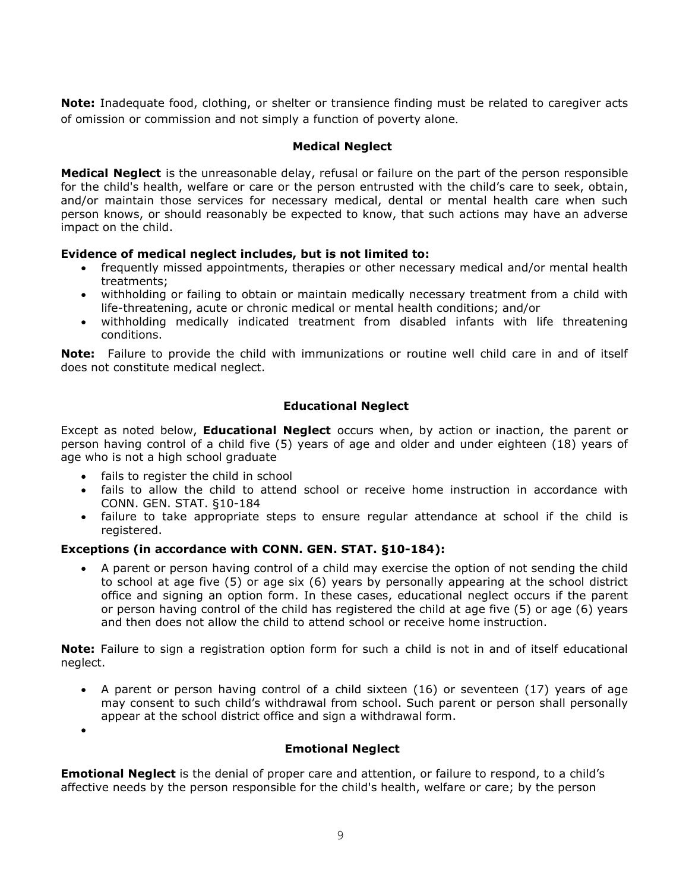**Note:** Inadequate food, clothing, or shelter or transience finding must be related to caregiver acts of omission or commission and not simply a function of poverty alone.

### Medical Neglect

**Medical Neglect** is the unreasonable delay, refusal or failure on the part of the person responsible for the child's health, welfare or care or the person entrusted with the child's care to seek, obtain, and/or maintain those services for necessary medical, dental or mental health care when such person knows, or should reasonably be expected to know, that such actions may have an adverse impact on the child.

**Evidence of medical neglect includes, but is not limited to:**

- frequently missed appointments, therapies or other necessary medical and/or mental health treatments;
- withholding or failing to obtain or maintain medically necessary treatment from a child with life-threatening, acute or chronic medical or mental health conditions; and/or
- withholding medically indicated treatment from disabled infants with life threatening conditions.

**Note:** Failure to provide the child with immunizations or routine well child care in and of itself does not constitute medical neglect.

### Educational Neglect

Except as noted below, **Educational Neglect** occurs when, by action or inaction, the parent or person having control of a child five (5) years of age and older and under eighteen (18) years of age who is not a high school graduate

- fails to register the child in school
- fails to allow the child to attend school or receive home instruction in accordance with CONN. GEN. STAT. §10-184
- failure to take appropriate steps to ensure regular attendance at school if the child is registered.

**Exceptions (in accordance with CONN. GEN. STAT. §10-184):**

- A parent or person having control of a child may exercise the option of not sending the child to school at age five (5) or age six (6) years by personally appearing at the school district office and signing an option form. In these cases, educational neglect occurs if the parent or person having control of the child has registered the child at age five (5) or age (6) years and then does not allow the child to attend school or receive home instruction.

**Note:** Failure to sign a registration option form for such a child is not in and of itself educational neglect.

- A parent or person having control of a child sixteen (16) or seventeen (17) years of age may consent to such child's withdrawal from school. Such parent or person shall personally appear at the school district office and sign a withdrawal form.

### Emotional Neglect

**Emotional Neglect** is the denial of proper care and attention, or failure to respond, to a child's affective needs by the person responsible for the child's health, welfare or care; by the person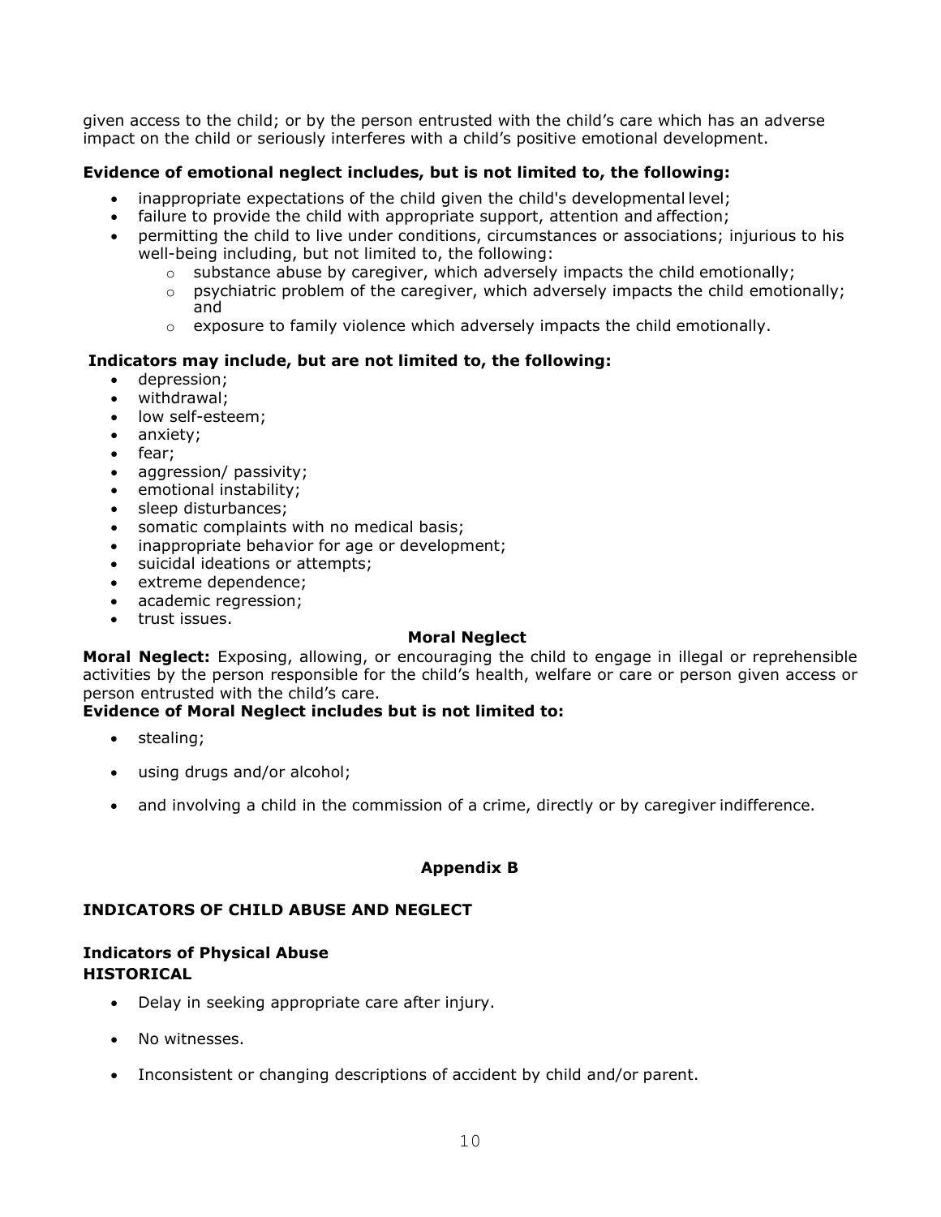given access to the child; or by the person entrusted with the child's care which has an adverse impact on the child or seriously interferes with a child's positive emotional development.

**Evidence of emotional neglect includes, but is not limited to, the following:**

- inappropriate expectations of the child given the child's developmental level;
- failure to provide the child with appropriate support, attention and affection;
- permitting the child to live under conditions, circumstances or associations; injurious to his well-being including, but not limited to, the following:
  - substance abuse by caregiver, which adversely impacts the child emotionally;
  - psychiatric problem of the caregiver, which adversely impacts the child emotionally; and
  - exposure to family violence which adversely impacts the child emotionally.

**Indicators may include, but are not limited to, the following:**

- depression;
- withdrawal;
- low self-esteem;
- anxiety;
- fear;
- aggression/ passivity;
- emotional instability;
- sleep disturbances;
- somatic complaints with no medical basis;
- inappropriate behavior for age or development;
- suicidal ideations or attempts;
- extreme dependence;
- academic regression;
- trust issues.

**Moral Neglect**

**Moral Neglect:** Exposing, allowing, or encouraging the child to engage in illegal or reprehensible activities by the person responsible for the child's health, welfare or care or person given access or person entrusted with the child's care.

**Evidence of Moral Neglect includes but is not limited to:**

- stealing;
- using drugs and/or alcohol;
- and involving a child in the commission of a crime, directly or by caregiver indifference.

## Appendix B

## INDICATORS OF CHILD ABUSE AND NEGLECT

### Indicators of Physical Abuse

**HISTORICAL**

- Delay in seeking appropriate care after injury.
- No witnesses.
- Inconsistent or changing descriptions of accident by child and/or parent.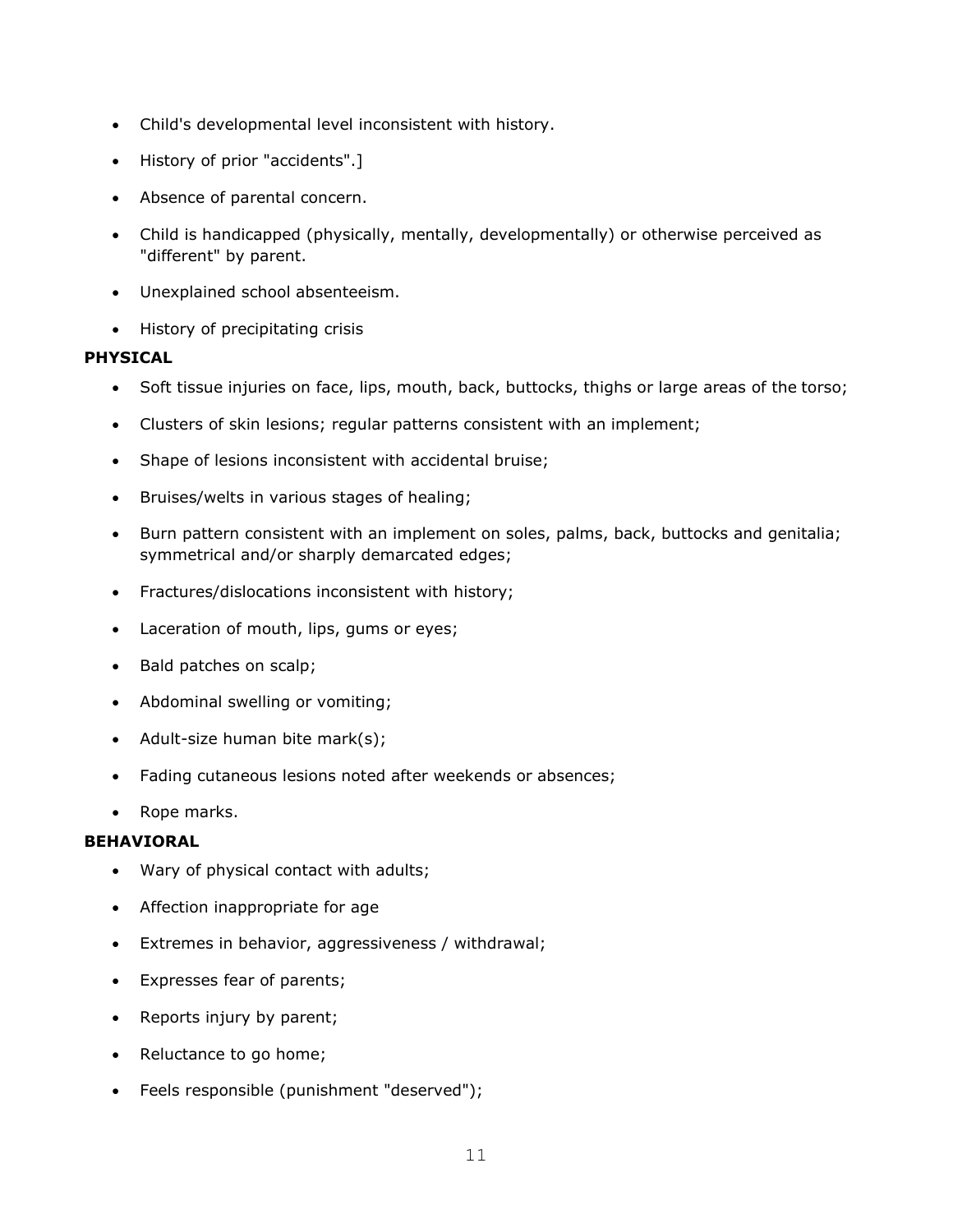- Child's developmental level inconsistent with history.
- History of prior "accidents".]
- Absence of parental concern.
- Child is handicapped (physically, mentally, developmentally) or otherwise perceived as "different" by parent.
- Unexplained school absenteeism.
- History of precipitating crisis

**PHYSICAL**

- Soft tissue injuries on face, lips, mouth, back, buttocks, thighs or large areas of the torso;
- Clusters of skin lesions; regular patterns consistent with an implement;
- Shape of lesions inconsistent with accidental bruise;
- Bruises/welts in various stages of healing;
- Burn pattern consistent with an implement on soles, palms, back, buttocks and genitalia; symmetrical and/or sharply demarcated edges;
- Fractures/dislocations inconsistent with history;
- Laceration of mouth, lips, gums or eyes;
- Bald patches on scalp;
- Abdominal swelling or vomiting;
- Adult-size human bite mark(s);
- Fading cutaneous lesions noted after weekends or absences;
- Rope marks.

**BEHAVIORAL**

- Wary of physical contact with adults;
- Affection inappropriate for age
- Extremes in behavior, aggressiveness / withdrawal;
- Expresses fear of parents;
- Reports injury by parent;
- Reluctance to go home;
- Feels responsible (punishment "deserved");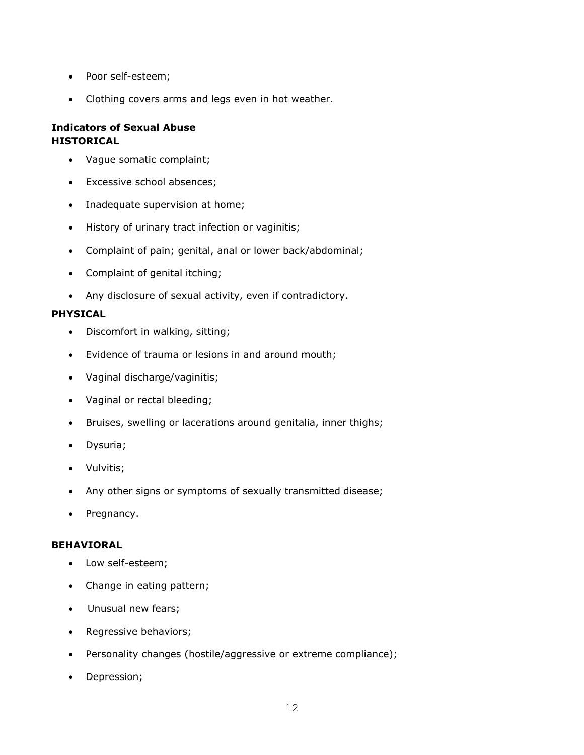- Poor self-esteem;
- Clothing covers arms and legs even in hot weather.

**Indicators of Sexual Abuse**
**HISTORICAL**

- Vague somatic complaint;
- Excessive school absences;
- Inadequate supervision at home;
- History of urinary tract infection or vaginitis;
- Complaint of pain; genital, anal or lower back/abdominal;
- Complaint of genital itching;
- Any disclosure of sexual activity, even if contradictory.

**PHYSICAL**

- Discomfort in walking, sitting;
- Evidence of trauma or lesions in and around mouth;
- Vaginal discharge/vaginitis;
- Vaginal or rectal bleeding;
- Bruises, swelling or lacerations around genitalia, inner thighs;
- Dysuria;
- Vulvitis;
- Any other signs or symptoms of sexually transmitted disease;
- Pregnancy.

**BEHAVIORAL**

- Low self-esteem;
- Change in eating pattern;
- Unusual new fears;
- Regressive behaviors;
- Personality changes (hostile/aggressive or extreme compliance);
- Depression;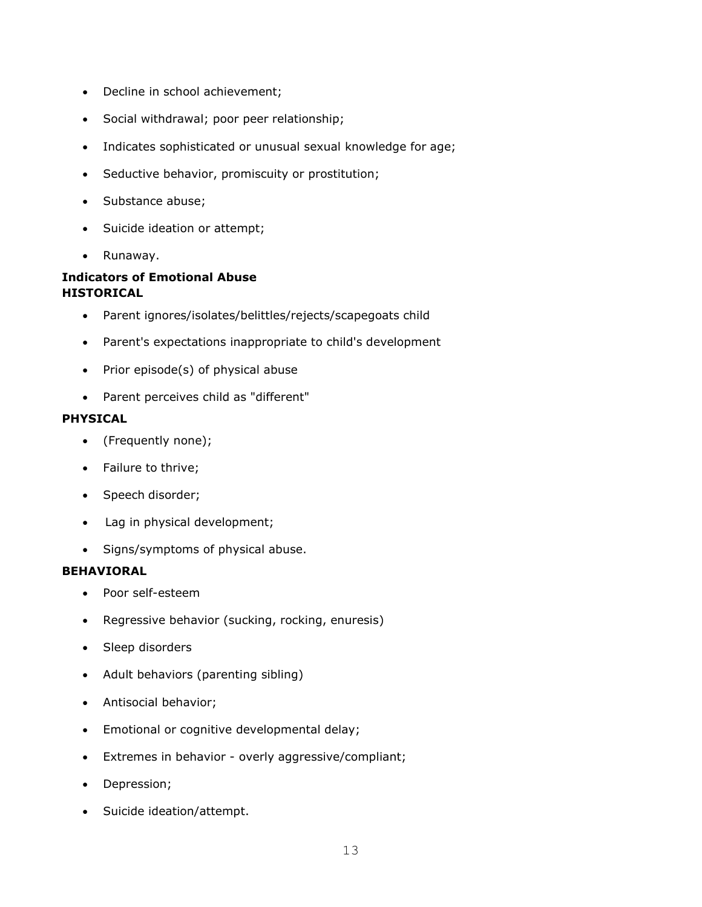- Decline in school achievement;
- Social withdrawal; poor peer relationship;
- Indicates sophisticated or unusual sexual knowledge for age;
- Seductive behavior, promiscuity or prostitution;
- Substance abuse;
- Suicide ideation or attempt;
- Runaway.

**Indicators of Emotional Abuse**
**HISTORICAL**

- Parent ignores/isolates/belittles/rejects/scapegoats child
- Parent's expectations inappropriate to child's development
- Prior episode(s) of physical abuse
- Parent perceives child as "different"

**PHYSICAL**

- (Frequently none);
- Failure to thrive;
- Speech disorder;
- Lag in physical development;
- Signs/symptoms of physical abuse.

**BEHAVIORAL**

- Poor self-esteem
- Regressive behavior (sucking, rocking, enuresis)
- Sleep disorders
- Adult behaviors (parenting sibling)
- Antisocial behavior;
- Emotional or cognitive developmental delay;
- Extremes in behavior - overly aggressive/compliant;
- Depression;
- Suicide ideation/attempt.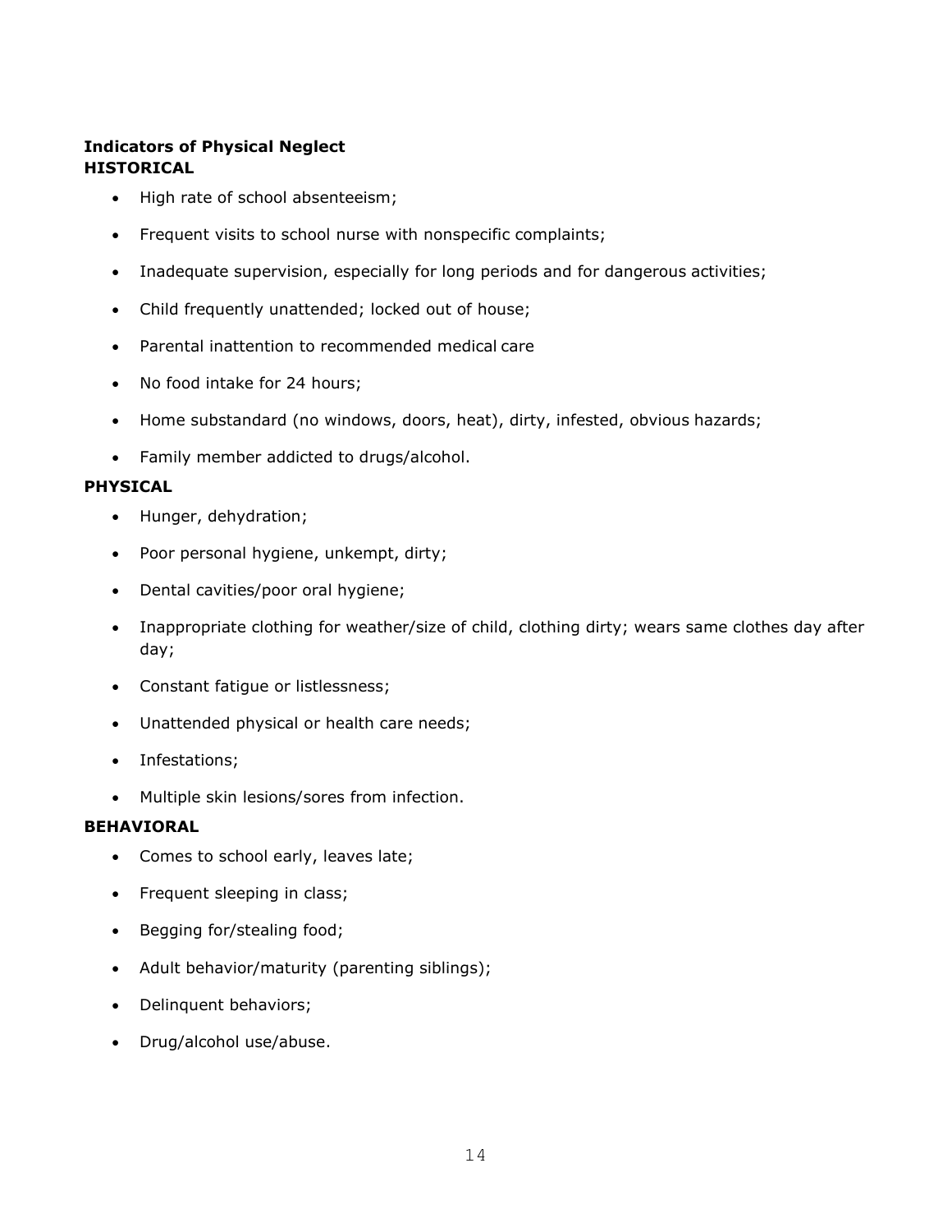**Indicators of Physical Neglect**
**HISTORICAL**

- High rate of school absenteeism;
- Frequent visits to school nurse with nonspecific complaints;
- Inadequate supervision, especially for long periods and for dangerous activities;
- Child frequently unattended; locked out of house;
- Parental inattention to recommended medical care
- No food intake for 24 hours;
- Home substandard (no windows, doors, heat), dirty, infested, obvious hazards;
- Family member addicted to drugs/alcohol.

**PHYSICAL**

- Hunger, dehydration;
- Poor personal hygiene, unkempt, dirty;
- Dental cavities/poor oral hygiene;
- Inappropriate clothing for weather/size of child, clothing dirty; wears same clothes day after day;
- Constant fatigue or listlessness;
- Unattended physical or health care needs;
- Infestations;
- Multiple skin lesions/sores from infection.

**BEHAVIORAL**

- Comes to school early, leaves late;
- Frequent sleeping in class;
- Begging for/stealing food;
- Adult behavior/maturity (parenting siblings);
- Delinquent behaviors;
- Drug/alcohol use/abuse.